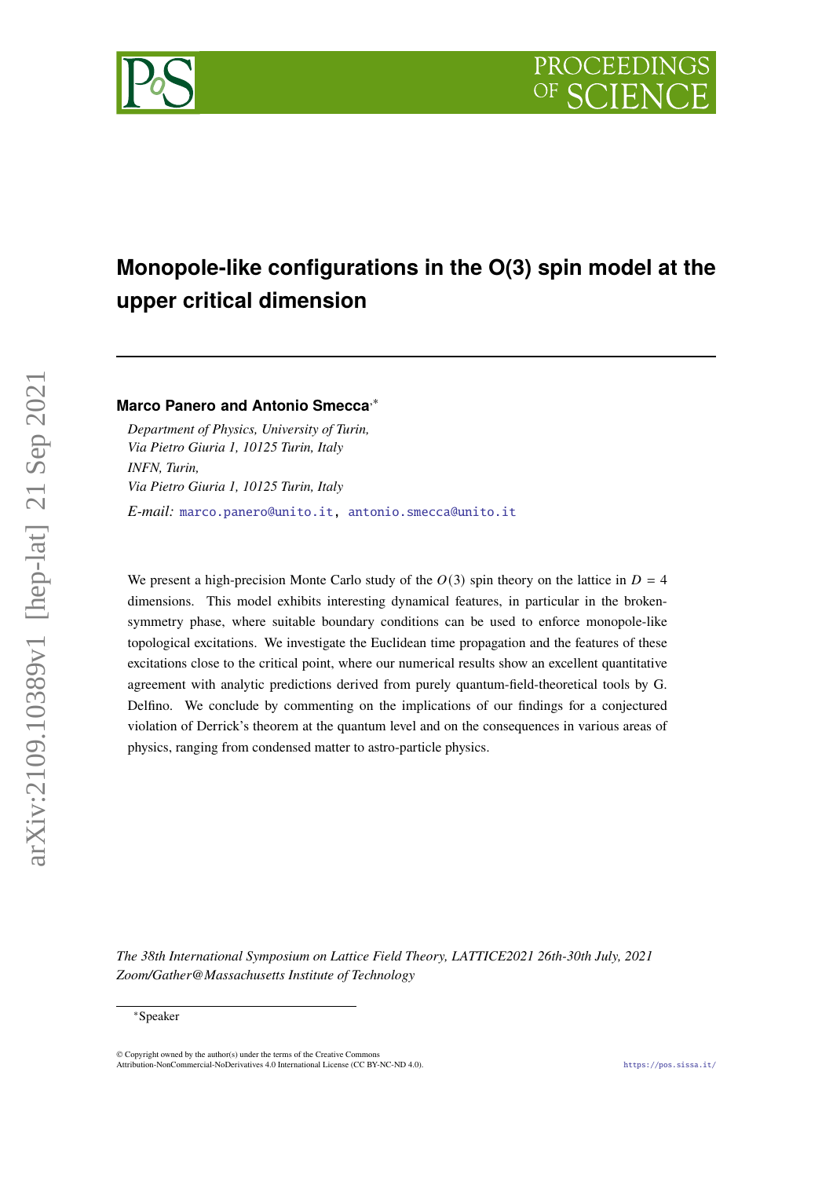# Monopole-like configurations in the O(3) spin model at the upper critical dimension

**Marco Panero and Antonio Smecca**[,*]

*Department of Physics, University of Turin,*
*Via Pietro Giuria 1, 10125 Turin, Italy*
*INFN, Turin,*
*Via Pietro Giuria 1, 10125 Turin, Italy*

*E-mail:* marco.panero@unito.it, antonio.smecca@unito.it

We present a high-precision Monte Carlo study of the $O(3)$ spin theory on the lattice in $D = 4$ dimensions. This model exhibits interesting dynamical features, in particular in the broken-symmetry phase, where suitable boundary conditions can be used to enforce monopole-like topological excitations. We investigate the Euclidean time propagation and the features of these excitations close to the critical point, where our numerical results show an excellent quantitative agreement with analytic predictions derived from purely quantum-field-theoretical tools by G. Delfino. We conclude by commenting on the implications of our findings for a conjectured violation of Derrick's theorem at the quantum level and on the consequences in various areas of physics, ranging from condensed matter to astro-particle physics.

*The 38th International Symposium on Lattice Field Theory, LATTICE2021 26th-30th July, 2021*
*Zoom/Gather@Massachusetts Institute of Technology*

[*]Speaker

© Copyright owned by the author(s) under the terms of the Creative Commons Attribution-NonCommercial-NoDerivatives 4.0 International License (CC BY-NC-ND 4.0).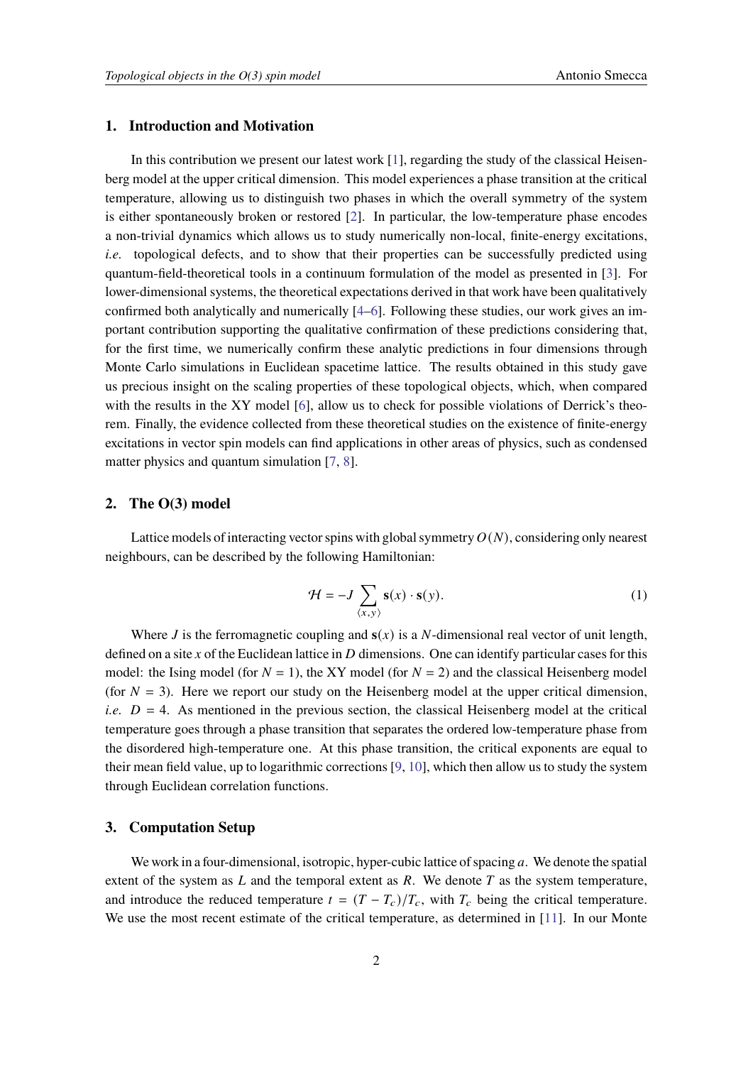## 1. Introduction and Motivation

In this contribution we present our latest work [1], regarding the study of the classical Heisenberg model at the upper critical dimension. This model experiences a phase transition at the critical temperature, allowing us to distinguish two phases in which the overall symmetry of the system is either spontaneously broken or restored [2]. In particular, the low-temperature phase encodes a non-trivial dynamics which allows us to study numerically non-local, finite-energy excitations, *i.e.* topological defects, and to show that their properties can be successfully predicted using quantum-field-theoretical tools in a continuum formulation of the model as presented in [3]. For lower-dimensional systems, the theoretical expectations derived in that work have been qualitatively confirmed both analytically and numerically [4–6]. Following these studies, our work gives an important contribution supporting the qualitative confirmation of these predictions considering that, for the first time, we numerically confirm these analytic predictions in four dimensions through Monte Carlo simulations in Euclidean spacetime lattice. The results obtained in this study gave us precious insight on the scaling properties of these topological objects, which, when compared with the results in the XY model [6], allow us to check for possible violations of Derrick's theorem. Finally, the evidence collected from these theoretical studies on the existence of finite-energy excitations in vector spin models can find applications in other areas of physics, such as condensed matter physics and quantum simulation [7, 8].

## 2. The O(3) model

Lattice models of interacting vector spins with global symmetry $O(N)$, considering only nearest neighbours, can be described by the following Hamiltonian:

$$\mathcal{H} = -J \sum_{\langle x,y \rangle} \mathbf{s}(x) \cdot \mathbf{s}(y). \tag{1}$$

Where $J$ is the ferromagnetic coupling and $\mathbf{s}(x)$ is a $N$-dimensional real vector of unit length, defined on a site $x$ of the Euclidean lattice in $D$ dimensions. One can identify particular cases for this model: the Ising model (for $N = 1$), the XY model (for $N = 2$) and the classical Heisenberg model (for $N = 3$). Here we report our study on the Heisenberg model at the upper critical dimension, *i.e.* $D = 4$. As mentioned in the previous section, the classical Heisenberg model at the critical temperature goes through a phase transition that separates the ordered low-temperature phase from the disordered high-temperature one. At this phase transition, the critical exponents are equal to their mean field value, up to logarithmic corrections [9, 10], which then allow us to study the system through Euclidean correlation functions.

## 3. Computation Setup

We work in a four-dimensional, isotropic, hyper-cubic lattice of spacing $a$. We denote the spatial extent of the system as $L$ and the temporal extent as $R$. We denote $T$ as the system temperature, and introduce the reduced temperature $t = (T - T_c)/T_c$, with $T_c$ being the critical temperature. We use the most recent estimate of the critical temperature, as determined in [11]. In our Monte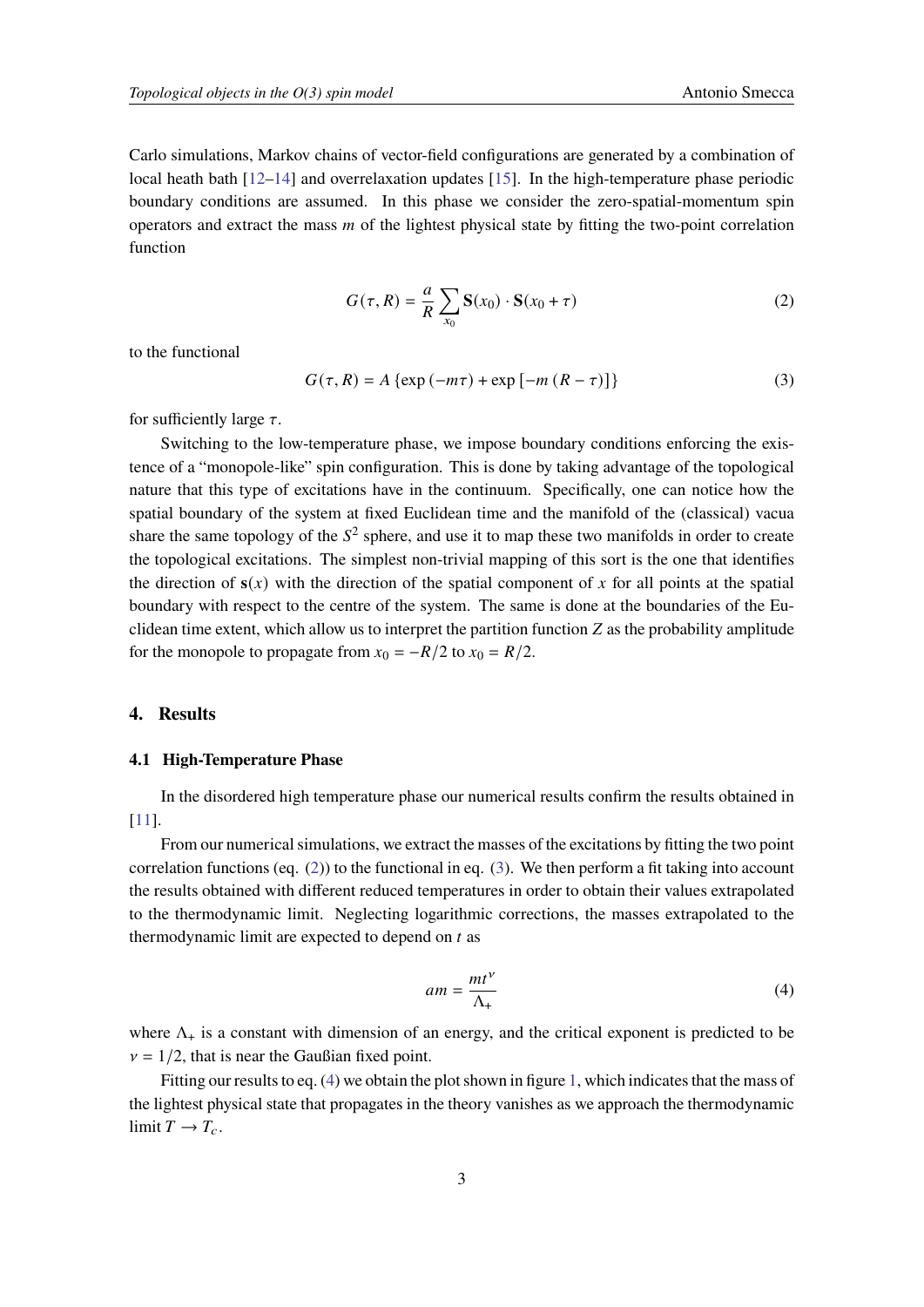Carlo simulations, Markov chains of vector-field configurations are generated by a combination of local heath bath [12–14] and overrelaxation updates [15]. In the high-temperature phase periodic boundary conditions are assumed. In this phase we consider the zero-spatial-momentum spin operators and extract the mass $m$ of the lightest physical state by fitting the two-point correlation function

$$G(\tau, R) = \frac{a}{R} \sum_{x_0} \mathbf{S}(x_0) \cdot \mathbf{S}(x_0 + \tau) \tag{2}$$

to the functional

$$G(\tau, R) = A \left\{ \exp\left(-m\tau\right) + \exp\left[-m\left(R - \tau\right)\right] \right\} \tag{3}$$

for sufficiently large $\tau$.

Switching to the low-temperature phase, we impose boundary conditions enforcing the existence of a "monopole-like" spin configuration. This is done by taking advantage of the topological nature that this type of excitations have in the continuum. Specifically, one can notice how the spatial boundary of the system at fixed Euclidean time and the manifold of the (classical) vacua share the same topology of the $S^2$ sphere, and use it to map these two manifolds in order to create the topological excitations. The simplest non-trivial mapping of this sort is the one that identifies the direction of $\mathbf{s}(x)$ with the direction of the spatial component of $x$ for all points at the spatial boundary with respect to the centre of the system. The same is done at the boundaries of the Euclidean time extent, which allow us to interpret the partition function $Z$ as the probability amplitude for the monopole to propagate from $x_0 = -R/2$ to $x_0 = R/2$.

## 4. Results

### 4.1 High-Temperature Phase

In the disordered high temperature phase our numerical results confirm the results obtained in [11].

From our numerical simulations, we extract the masses of the excitations by fitting the two point correlation functions (eq. (2)) to the functional in eq. (3). We then perform a fit taking into account the results obtained with different reduced temperatures in order to obtain their values extrapolated to the thermodynamic limit. Neglecting logarithmic corrections, the masses extrapolated to the thermodynamic limit are expected to depend on $t$ as

$$am = \frac{mt^{\nu}}{\Lambda_{+}} \tag{4}$$

where $\Lambda_{+}$ is a constant with dimension of an energy, and the critical exponent is predicted to be $\nu = 1/2$, that is near the Gaußian fixed point.

Fitting our results to eq. (4) we obtain the plot shown in figure 1, which indicates that the mass of the lightest physical state that propagates in the theory vanishes as we approach the thermodynamic limit $T \to T_c$.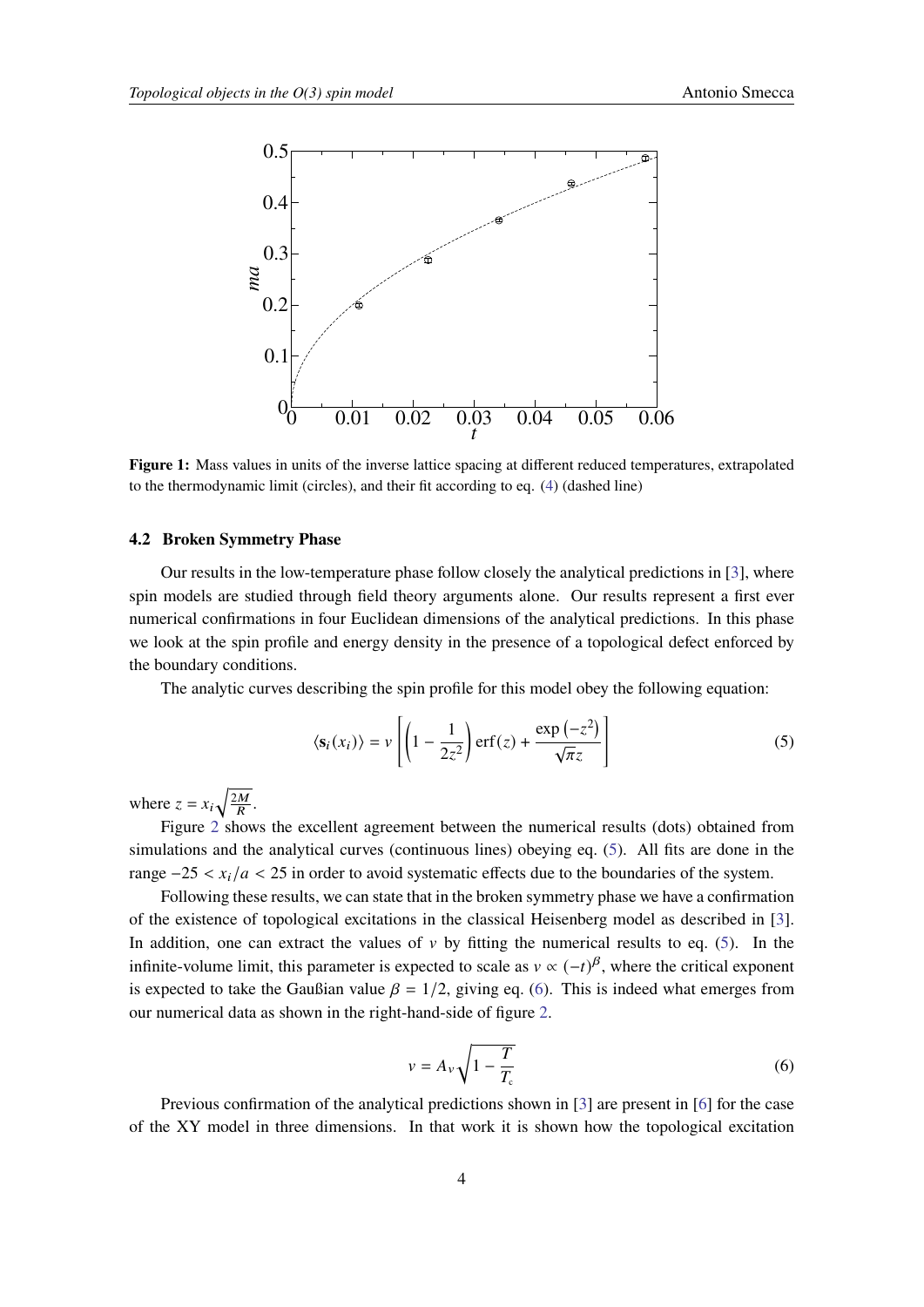**Figure 1:** Mass values in units of the inverse lattice spacing at different reduced temperatures, extrapolated to the thermodynamic limit (circles), and their fit according to eq. (4) (dashed line)

### 4.2 Broken Symmetry Phase

Our results in the low-temperature phase follow closely the analytical predictions in [3], where spin models are studied through field theory arguments alone. Our results represent a first ever numerical confirmations in four Euclidean dimensions of the analytical predictions. In this phase we look at the spin profile and energy density in the presence of a topological defect enforced by the boundary conditions.

The analytic curves describing the spin profile for this model obey the following equation:

$$\langle \mathbf{s}_i(x_i) \rangle = v \left[ \left(1 - \frac{1}{2z^2}\right) \operatorname{erf}(z) + \frac{\exp\left(-z^2\right)}{\sqrt{\pi} z} \right] \tag{5}$$

where $z = x_i \sqrt{\frac{2M}{R}}$.

Figure 2 shows the excellent agreement between the numerical results (dots) obtained from simulations and the analytical curves (continuous lines) obeying eq. (5). All fits are done in the range $-25 < x_i/a < 25$ in order to avoid systematic effects due to the boundaries of the system.

Following these results, we can state that in the broken symmetry phase we have a confirmation of the existence of topological excitations in the classical Heisenberg model as described in [3]. In addition, one can extract the values of $v$ by fitting the numerical results to eq. (5). In the infinite-volume limit, this parameter is expected to scale as $v \propto (-t)^{\beta}$, where the critical exponent is expected to take the Gaußian value $\beta = 1/2$, giving eq. (6). This is indeed what emerges from our numerical data as shown in the right-hand-side of figure 2.

$$v = A_v \sqrt{1 - \frac{T}{T_c}} \tag{6}$$

Previous confirmation of the analytical predictions shown in [3] are present in [6] for the case of the XY model in three dimensions. In that work it is shown how the topological excitation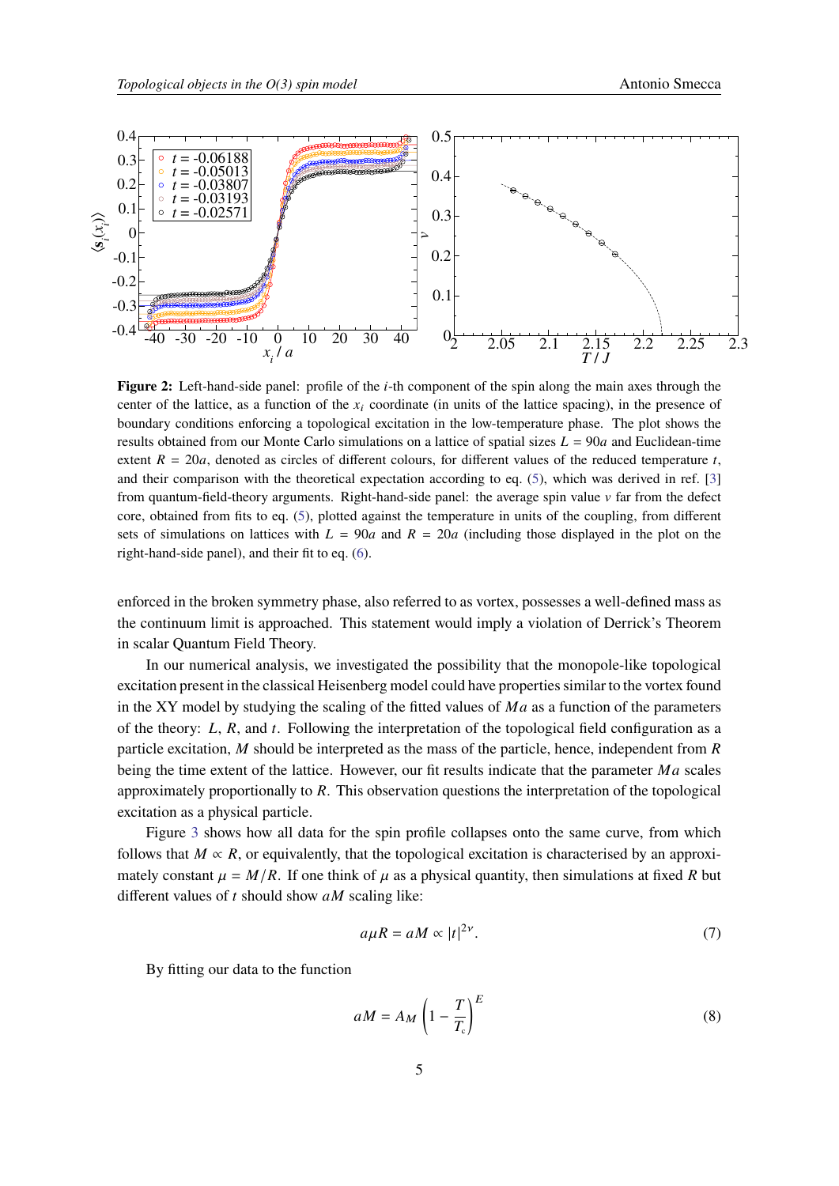**Figure 2:** Left-hand-side panel: profile of the $i$-th component of the spin along the main axes through the center of the lattice, as a function of the $x_i$ coordinate (in units of the lattice spacing), in the presence of boundary conditions enforcing a topological excitation in the low-temperature phase. The plot shows the results obtained from our Monte Carlo simulations on a lattice of spatial sizes $L = 90a$ and Euclidean-time extent $R = 20a$, denoted as circles of different colours, for different values of the reduced temperature $t$, and their comparison with the theoretical expectation according to eq. (5), which was derived in ref. [3] from quantum-field-theory arguments. Right-hand-side panel: the average spin value $v$ far from the defect core, obtained from fits to eq. (5), plotted against the temperature in units of the coupling, from different sets of simulations on lattices with $L = 90a$ and $R = 20a$ (including those displayed in the plot on the right-hand-side panel), and their fit to eq. (6).

enforced in the broken symmetry phase, also referred to as vortex, possesses a well-defined mass as the continuum limit is approached. This statement would imply a violation of Derrick's Theorem in scalar Quantum Field Theory.

In our numerical analysis, we investigated the possibility that the monopole-like topological excitation present in the classical Heisenberg model could have properties similar to the vortex found in the XY model by studying the scaling of the fitted values of $Ma$ as a function of the parameters of the theory: $L$, $R$, and $t$. Following the interpretation of the topological field configuration as a particle excitation, $M$ should be interpreted as the mass of the particle, hence, independent from $R$ being the time extent of the lattice. However, our fit results indicate that the parameter $Ma$ scales approximately proportionally to $R$. This observation questions the interpretation of the topological excitation as a physical particle.

Figure 3 shows how all data for the spin profile collapses onto the same curve, from which follows that $M \propto R$, or equivalently, that the topological excitation is characterised by an approximately constant $\mu = M/R$. If one think of $\mu$ as a physical quantity, then simulations at fixed $R$ but different values of $t$ should show $aM$ scaling like:

$$a\mu R = aM \propto |t|^{2\nu}. \tag{7}$$

By fitting our data to the function

$$aM = A_M \left(1 - \frac{T}{T_c}\right)^E \tag{8}$$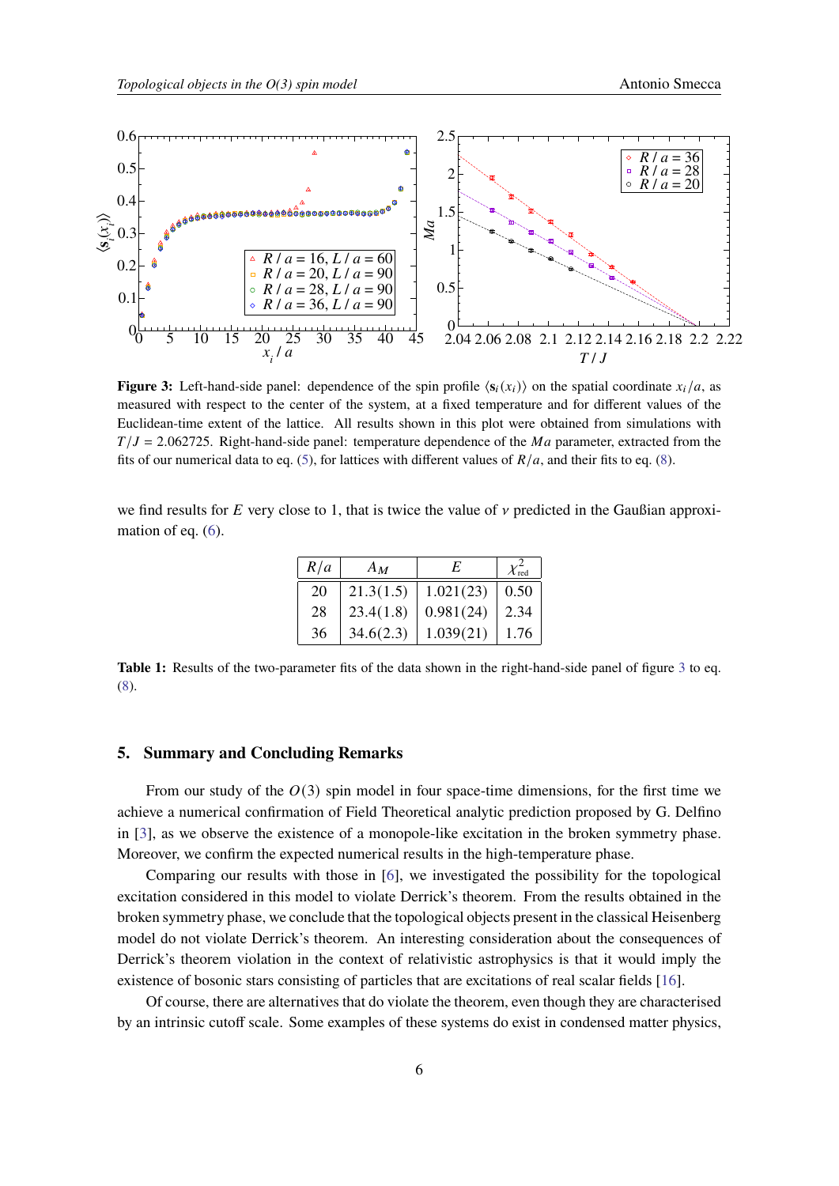**Figure 3:** Left-hand-side panel: dependence of the spin profile $\langle \mathbf{s}_i(x_i) \rangle$ on the spatial coordinate $x_i/a$, as measured with respect to the center of the system, at a fixed temperature and for different values of the Euclidean-time extent of the lattice. All results shown in this plot were obtained from simulations with $T/J = 2.062725$. Right-hand-side panel: temperature dependence of the $Ma$ parameter, extracted from the fits of our numerical data to eq. (5), for lattices with different values of $R/a$, and their fits to eq. (8).

we find results for $E$ very close to 1, that is twice the value of $\nu$ predicted in the Gaußian approximation of eq. (6).

| $R/a$ | $A_M$ | $E$ | $\chi^2_{\text{red}}$ |
|---|---|---|---|
| 20 | 21.3(1.5) | 1.021(23) | 0.50 |
| 28 | 23.4(1.8) | 0.981(24) | 2.34 |
| 36 | 34.6(2.3) | 1.039(21) | 1.76 |

**Table 1:** Results of the two-parameter fits of the data shown in the right-hand-side panel of figure 3 to eq. (8).

## 5. Summary and Concluding Remarks

From our study of the $O(3)$ spin model in four space-time dimensions, for the first time we achieve a numerical confirmation of Field Theoretical analytic prediction proposed by G. Delfino in [3], as we observe the existence of a monopole-like excitation in the broken symmetry phase. Moreover, we confirm the expected numerical results in the high-temperature phase.

Comparing our results with those in [6], we investigated the possibility for the topological excitation considered in this model to violate Derrick's theorem. From the results obtained in the broken symmetry phase, we conclude that the topological objects present in the classical Heisenberg model do not violate Derrick's theorem. An interesting consideration about the consequences of Derrick's theorem violation in the context of relativistic astrophysics is that it would imply the existence of bosonic stars consisting of particles that are excitations of real scalar fields [16].

Of course, there are alternatives that do violate the theorem, even though they are characterised by an intrinsic cutoff scale. Some examples of these systems do exist in condensed matter physics,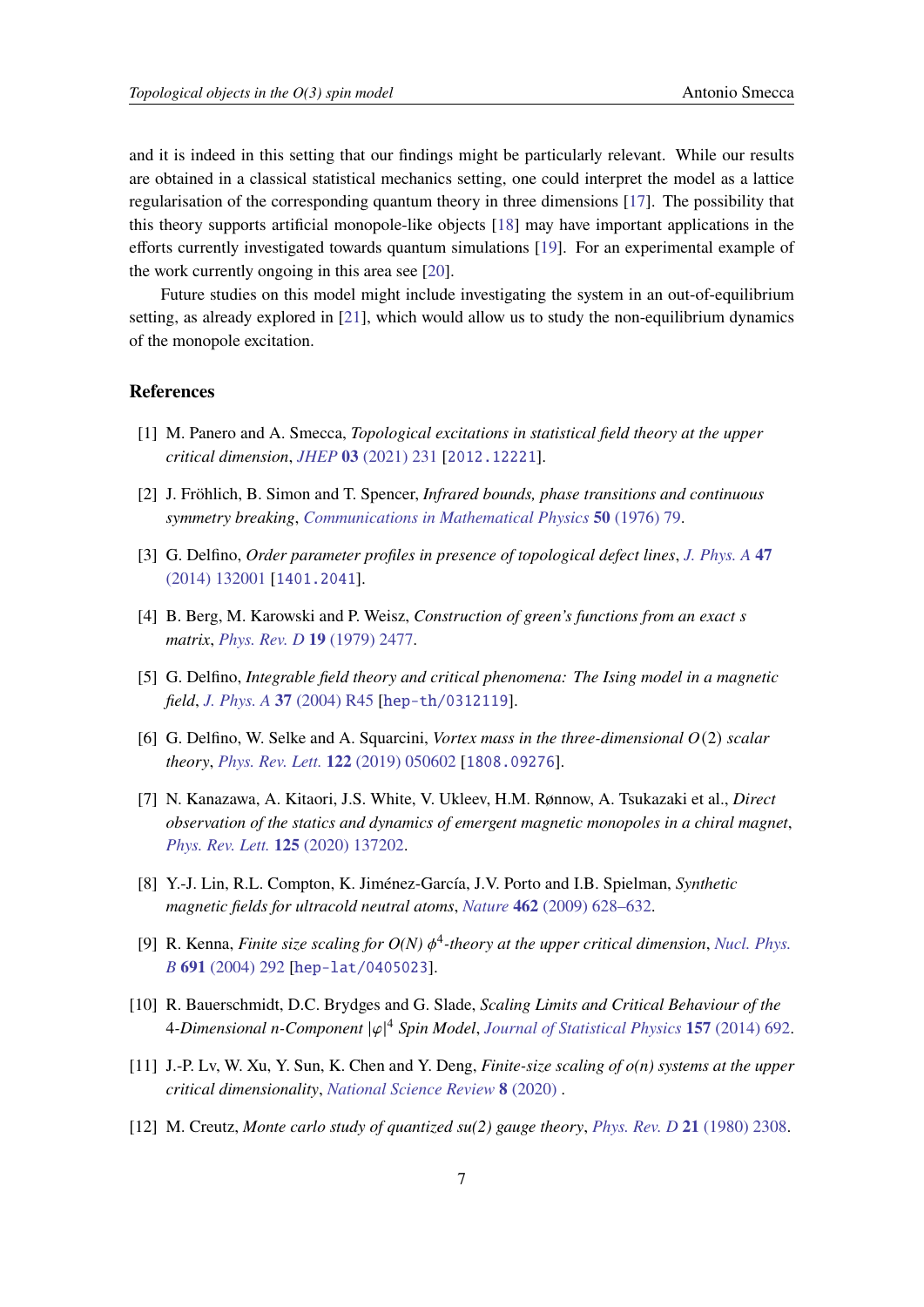and it is indeed in this setting that our findings might be particularly relevant. While our results are obtained in a classical statistical mechanics setting, one could interpret the model as a lattice regularisation of the corresponding quantum theory in three dimensions [17]. The possibility that this theory supports artificial monopole-like objects [18] may have important applications in the efforts currently investigated towards quantum simulations [19]. For an experimental example of the work currently ongoing in this area see [20].

Future studies on this model might include investigating the system in an out-of-equilibrium setting, as already explored in [21], which would allow us to study the non-equilibrium dynamics of the monopole excitation.

## References

[1] M. Panero and A. Smecca, *Topological excitations in statistical field theory at the upper critical dimension*, *JHEP* **03** (2021) 231 [2012.12221].

[2] J. Fröhlich, B. Simon and T. Spencer, *Infrared bounds, phase transitions and continuous symmetry breaking*, *Communications in Mathematical Physics* **50** (1976) 79.

[3] G. Delfino, *Order parameter profiles in presence of topological defect lines*, *J. Phys. A* **47** (2014) 132001 [1401.2041].

[4] B. Berg, M. Karowski and P. Weisz, *Construction of green's functions from an exact s matrix*, *Phys. Rev. D* **19** (1979) 2477.

[5] G. Delfino, *Integrable field theory and critical phenomena: The Ising model in a magnetic field*, *J. Phys. A* **37** (2004) R45 [hep-th/0312119].

[6] G. Delfino, W. Selke and A. Squarcini, *Vortex mass in the three-dimensional $O(2)$ scalar theory*, *Phys. Rev. Lett.* **122** (2019) 050602 [1808.09276].

[7] N. Kanazawa, A. Kitaori, J.S. White, V. Ukleev, H.M. Rønnow, A. Tsukazaki et al., *Direct observation of the statics and dynamics of emergent magnetic monopoles in a chiral magnet*, *Phys. Rev. Lett.* **125** (2020) 137202.

[8] Y.-J. Lin, R.L. Compton, K. Jiménez-García, J.V. Porto and I.B. Spielman, *Synthetic magnetic fields for ultracold neutral atoms*, *Nature* **462** (2009) 628–632.

[9] R. Kenna, *Finite size scaling for O(N) $\phi^4$-theory at the upper critical dimension*, *Nucl. Phys. B* **691** (2004) 292 [hep-lat/0405023].

[10] R. Bauerschmidt, D.C. Brydges and G. Slade, *Scaling Limits and Critical Behaviour of the 4-Dimensional n-Component $|\varphi|^4$ Spin Model*, *Journal of Statistical Physics* **157** (2014) 692.

[11] J.-P. Lv, W. Xu, Y. Sun, K. Chen and Y. Deng, *Finite-size scaling of o(n) systems at the upper critical dimensionality*, *National Science Review* **8** (2020) .

[12] M. Creutz, *Monte carlo study of quantized su(2) gauge theory*, *Phys. Rev. D* **21** (1980) 2308.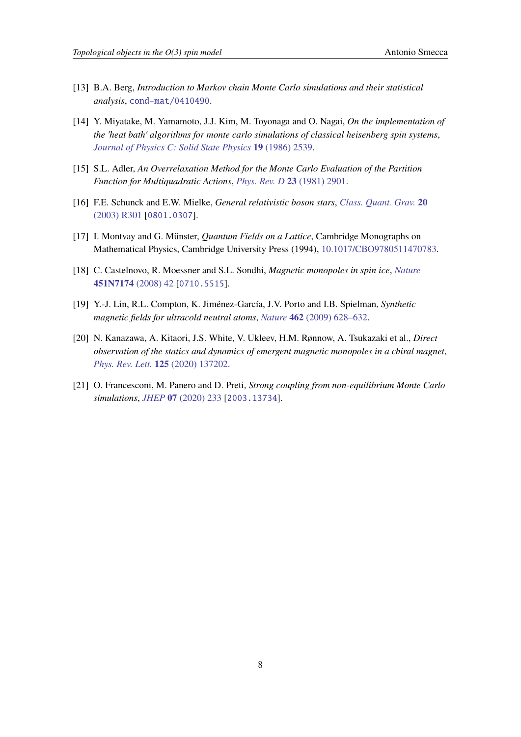[13] B.A. Berg, *Introduction to Markov chain Monte Carlo simulations and their statistical analysis*, cond-mat/0410490.

[14] Y. Miyatake, M. Yamamoto, J.J. Kim, M. Toyonaga and O. Nagai, *On the implementation of the 'heat bath' algorithms for monte carlo simulations of classical heisenberg spin systems*, *Journal of Physics C: Solid State Physics* **19** (1986) 2539.

[15] S.L. Adler, *An Overrelaxation Method for the Monte Carlo Evaluation of the Partition Function for Multiquadratic Actions*, *Phys. Rev. D* **23** (1981) 2901.

[16] F.E. Schunck and E.W. Mielke, *General relativistic boson stars*, *Class. Quant. Grav.* **20** (2003) R301 [0801.0307].

[17] I. Montvay and G. Münster, *Quantum Fields on a Lattice*, Cambridge Monographs on Mathematical Physics, Cambridge University Press (1994), 10.1017/CBO9780511470783.

[18] C. Castelnovo, R. Moessner and S.L. Sondhi, *Magnetic monopoles in spin ice*, *Nature* **451N7174** (2008) 42 [0710.5515].

[19] Y.-J. Lin, R.L. Compton, K. Jiménez-García, J.V. Porto and I.B. Spielman, *Synthetic magnetic fields for ultracold neutral atoms*, *Nature* **462** (2009) 628–632.

[20] N. Kanazawa, A. Kitaori, J.S. White, V. Ukleev, H.M. Rønnow, A. Tsukazaki et al., *Direct observation of the statics and dynamics of emergent magnetic monopoles in a chiral magnet*, *Phys. Rev. Lett.* **125** (2020) 137202.

[21] O. Francesconi, M. Panero and D. Preti, *Strong coupling from non-equilibrium Monte Carlo simulations*, *JHEP* **07** (2020) 233 [2003.13734].